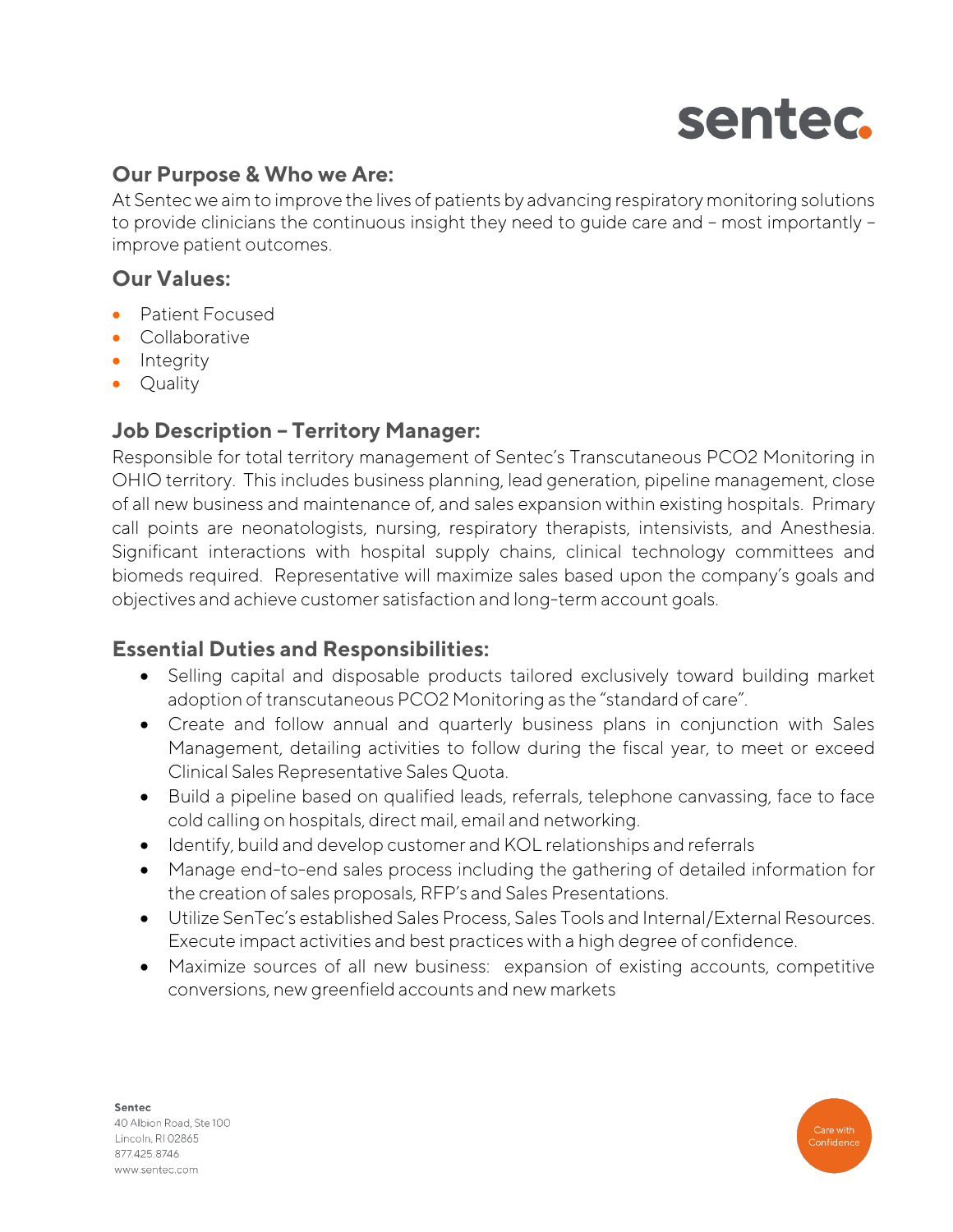## Our Purpose & Who we Are:

At Sentec we aim to improve the lives of patients by advancing respiratory monitoring solutions to provide clinicians the continuous insight they need to guide care and – most importantly – improve patient outcomes.

## Our Values:

- Patient Focused
- Collaborative
- Integrity
- Quality

## Job Description – Territory Manager:

Responsible for total territory management of Sentec's Transcutaneous PCO2 Monitoring in OHIO territory. This includes business planning, lead generation, pipeline management, close of all new business and maintenance of, and sales expansion within existing hospitals. Primary call points are neonatologists, nursing, respiratory therapists, intensivists, and Anesthesia. Significant interactions with hospital supply chains, clinical technology committees and biomeds required. Representative will maximize sales based upon the company's goals and objectives and achieve customer satisfaction and long-term account goals.

## Essential Duties and Responsibilities:

- Selling capital and disposable products tailored exclusively toward building market adoption of transcutaneous PCO2 Monitoring as the "standard of care".
- Create and follow annual and quarterly business plans in conjunction with Sales Management, detailing activities to follow during the fiscal year, to meet or exceed Clinical Sales Representative Sales Quota.
- Build a pipeline based on qualified leads, referrals, telephone canvassing, face to face cold calling on hospitals, direct mail, email and networking.
- Identify, build and develop customer and KOL relationships and referrals
- Manage end-to-end sales process including the gathering of detailed information for the creation of sales proposals, RFP's and Sales Presentations.
- Utilize SenTec's established Sales Process, Sales Tools and Internal/External Resources. Execute impact activities and best practices with a high degree of confidence.
- Maximize sources of all new business: expansion of existing accounts, competitive conversions, new greenfield accounts and new markets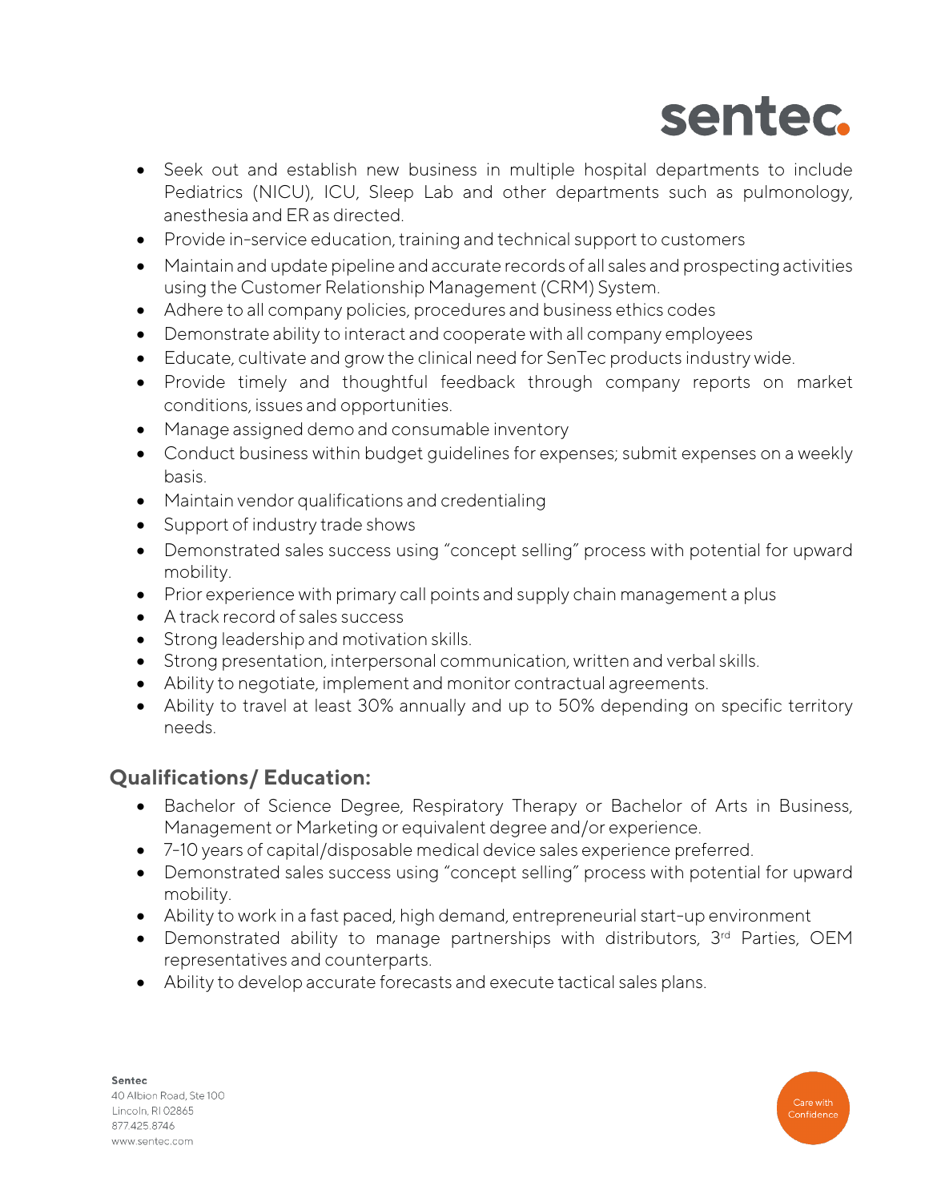- Seek out and establish new business in multiple hospital departments to include Pediatrics (NICU), ICU, Sleep Lab and other departments such as pulmonology, anesthesia and ER as directed.
- Provide in-service education, training and technical support to customers
- Maintain and update pipeline and accurate records of all sales and prospecting activities using the Customer Relationship Management (CRM) System.
- Adhere to all company policies, procedures and business ethics codes
- Demonstrate ability to interact and cooperate with all company employees
- Educate, cultivate and grow the clinical need for SenTec products industry wide.
- Provide timely and thoughtful feedback through company reports on market conditions, issues and opportunities.
- Manage assigned demo and consumable inventory
- Conduct business within budget guidelines for expenses; submit expenses on a weekly basis.
- Maintain vendor qualifications and credentialing
- Support of industry trade shows
- Demonstrated sales success using "concept selling" process with potential for upward mobility.
- Prior experience with primary call points and supply chain management a plus
- A track record of sales success
- Strong leadership and motivation skills.
- Strong presentation, interpersonal communication, written and verbal skills.
- Ability to negotiate, implement and monitor contractual agreements.
- Ability to travel at least 30% annually and up to 50% depending on specific territory needs.

## Qualifications/ Education:

- Bachelor of Science Degree, Respiratory Therapy or Bachelor of Arts in Business, Management or Marketing or equivalent degree and/or experience.
- 7-10 years of capital/disposable medical device sales experience preferred.
- Demonstrated sales success using "concept selling" process with potential for upward mobility.
- Ability to work in a fast paced, high demand, entrepreneurial start-up environment
- Demonstrated ability to manage partnerships with distributors, 3rd Parties, OEM representatives and counterparts.
- Ability to develop accurate forecasts and execute tactical sales plans.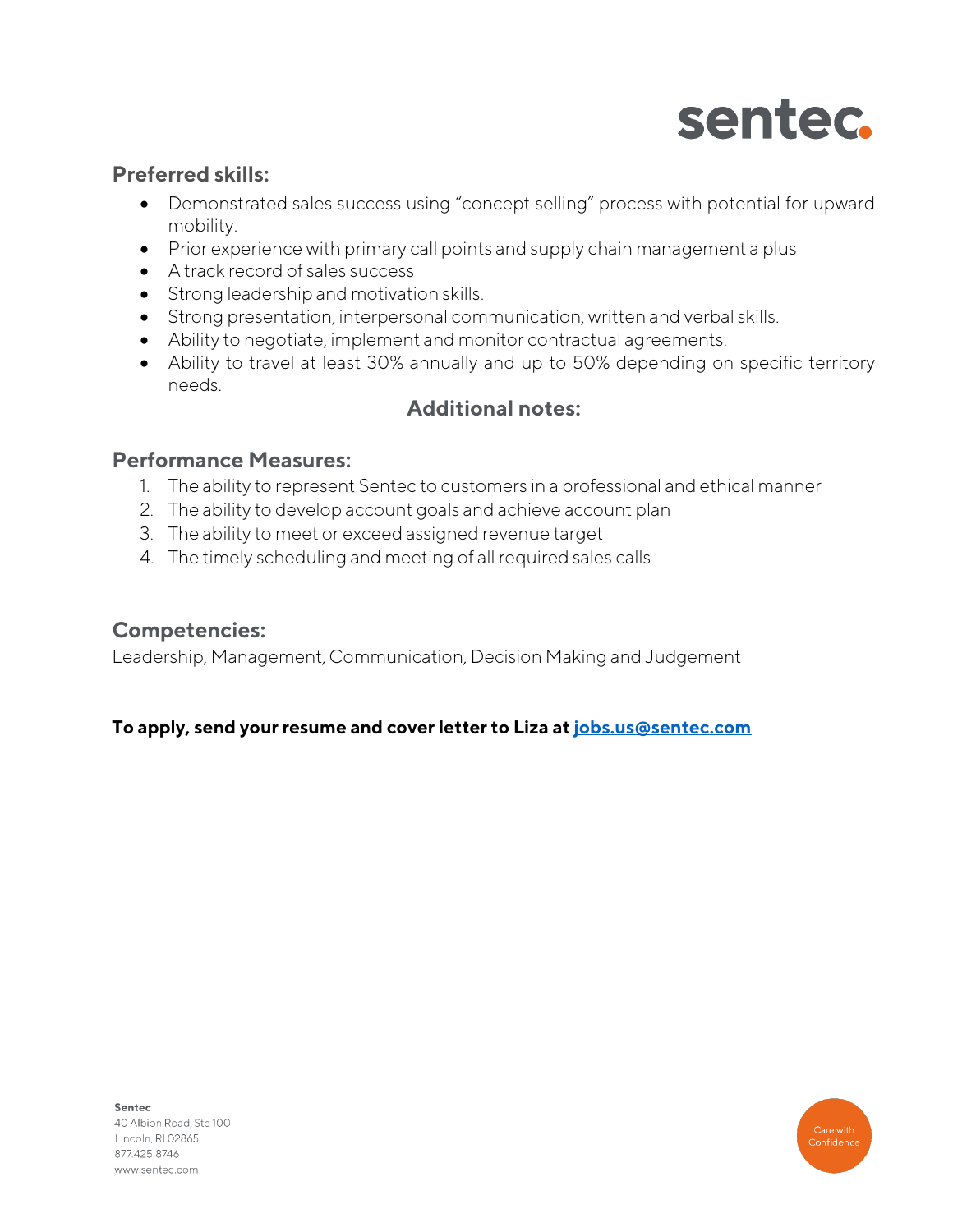## Preferred skills:

- Demonstrated sales success using "concept selling" process with potential for upward mobility.
- Prior experience with primary call points and supply chain management a plus
- A track record of sales success
- Strong leadership and motivation skills.
- Strong presentation, interpersonal communication, written and verbal skills.
- Ability to negotiate, implement and monitor contractual agreements.
- Ability to travel at least 30% annually and up to 50% depending on specific territory needs.

## Additional notes:

## Performance Measures:

1. The ability to represent Sentec to customers in a professional and ethical manner
2. The ability to develop account goals and achieve account plan
3. The ability to meet or exceed assigned revenue target
4. The timely scheduling and meeting of all required sales calls

## Competencies:

Leadership, Management, Communication, Decision Making and Judgement

**To apply, send your resume and cover letter to Liza at [jobs.us@sentec.com](mailto:jobs.us@sentec.com)**

**Sentec**
40 Albion Road, Ste 100
Lincoln, RI 02865
877.425.8746
www.sentec.com

Care with Confidence